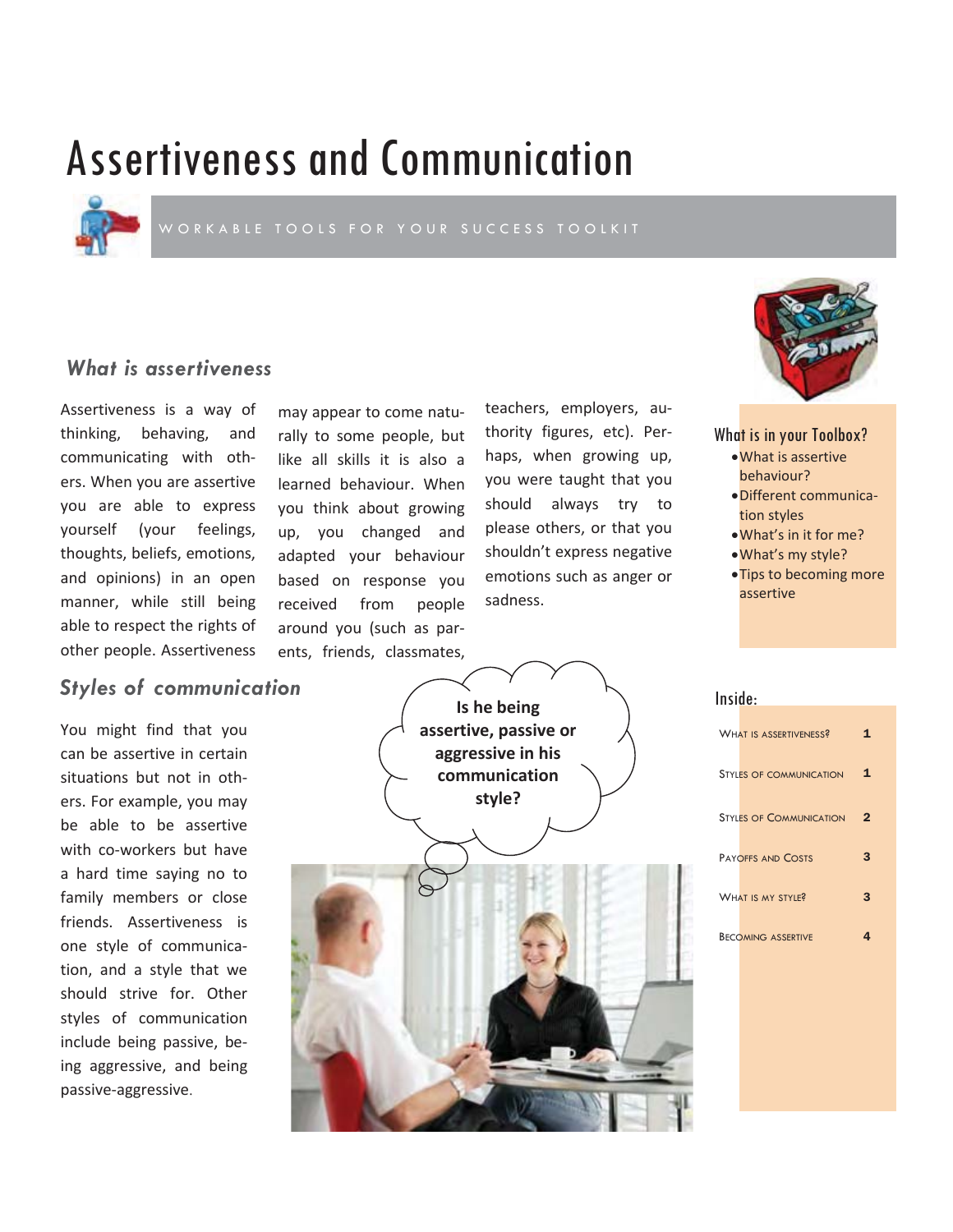# Assertiveness and Communication

WORKABLE TOOLS FOR YOUR SUCCESS TOOLKIT

## *What is assertiveness*

Assertiveness is a way of thinking, behaving, and communicating with others. When you are assertive you are able to express yourself (your feelings, thoughts, beliefs, emotions, and opinions) in an open manner, while still being able to respect the rights of other people. Assertiveness may appear to come naturally to some people, but like all skills it is also a learned behaviour. When you think about growing up, you changed and adapted your behaviour based on response you received from people around you (such as parents, friends, classmates, teachers, employers, authority figures, etc). Perhaps, when growing up, you were taught that you should always try to please others, or that you shouldn't express negative emotions such as anger or sadness.

## *Styles of communication*

You might find that you can be assertive in certain situations but not in others. For example, you may be able to be assertive with co-workers but have a hard time saying no to family members or close friends. Assertiveness is one style of communication, and a style that we should strive for. Other styles of communication include being passive, being aggressive, and being passive-aggressive.

**Is he being assertive, passive or aggressive in his communication style?**

### What is in your Toolbox?

- What is assertive behaviour?
- Different communication styles
- What's in it for me?
- What's my style?
- Tips to becoming more assertive

### Inside:

| | |
|---|---|
| What is assertiveness? | 1 |
| Styles of communication | 1 |
| Styles of Communication | 2 |
| Payoffs and Costs | 3 |
| What is my style? | 3 |
| Becoming assertive | 4 |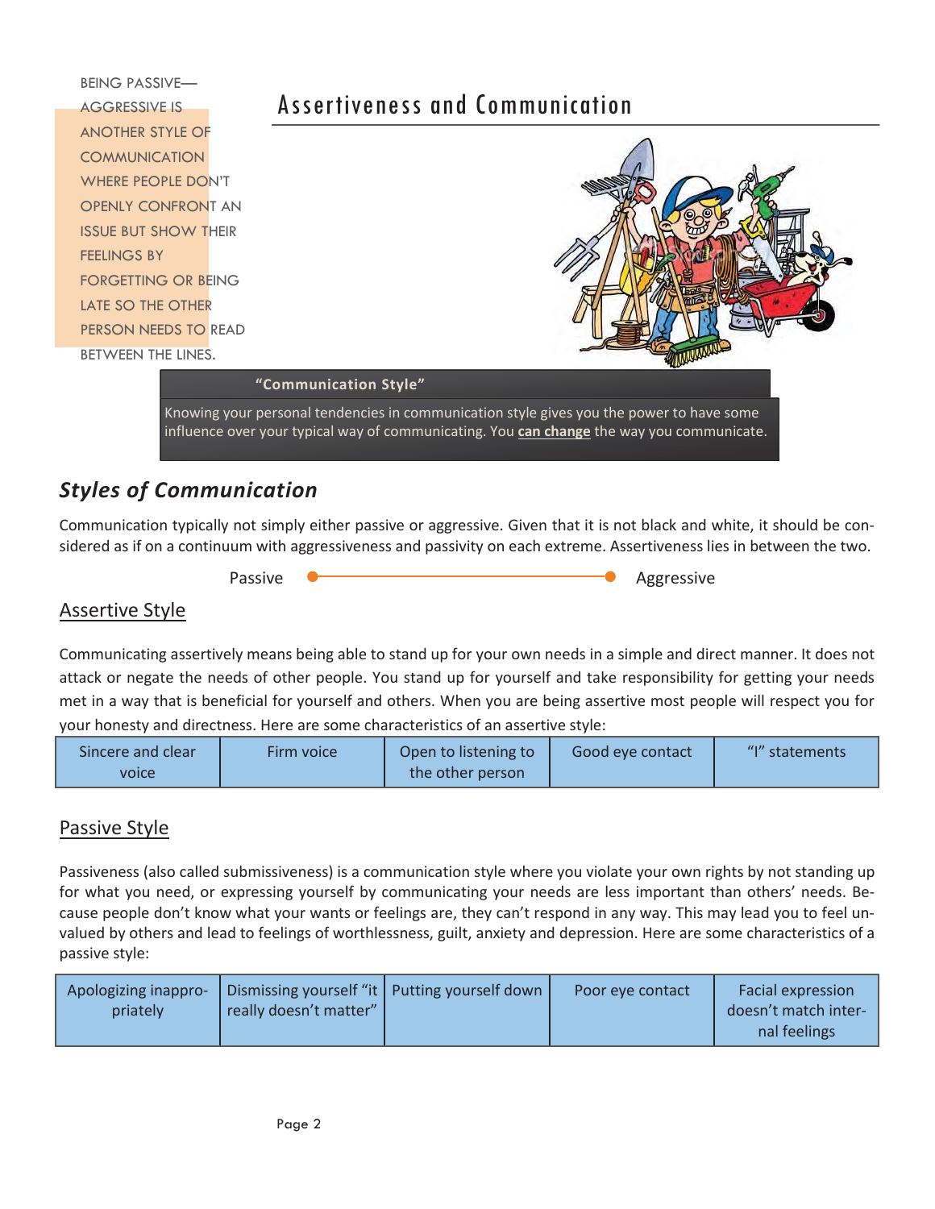BEING PASSIVE—AGGRESSIVE IS ANOTHER STYLE OF COMMUNICATION WHERE PEOPLE DON'T OPENLY CONFRONT AN ISSUE BUT SHOW THEIR FEELINGS BY FORGETTING OR BEING LATE SO THE OTHER PERSON NEEDS TO READ BETWEEN THE LINES.

# Assertiveness and Communication

**"Communication Style"**

Knowing your personal tendencies in communication style gives you the power to have some influence over your typical way of communicating. You **can change** the way you communicate.

## *Styles of Communication*

Communication typically not simply either passive or aggressive. Given that it is not black and white, it should be considered as if on a continuum with aggressiveness and passivity on each extreme. Assertiveness lies in between the two.

Passive ●————————————● Aggressive

### Assertive Style

Communicating assertively means being able to stand up for your own needs in a simple and direct manner. It does not attack or negate the needs of other people. You stand up for yourself and take responsibility for getting your needs met in a way that is beneficial for yourself and others. When you are being assertive most people will respect you for your honesty and directness. Here are some characteristics of an assertive style:

| Sincere and clear voice | Firm voice | Open to listening to the other person | Good eye contact | "I" statements |
|---|---|---|---|---|

### Passive Style

Passiveness (also called submissiveness) is a communication style where you violate your own rights by not standing up for what you need, or expressing yourself by communicating your needs are less important than others' needs. Because people don't know what your wants or feelings are, they can't respond in any way. This may lead you to feel unvalued by others and lead to feelings of worthlessness, guilt, anxiety and depression. Here are some characteristics of a passive style:

| Apologizing inappropriately | Dismissing yourself "it really doesn't matter" | Putting yourself down | Poor eye contact | Facial expression doesn't match internal feelings |
|---|---|---|---|---|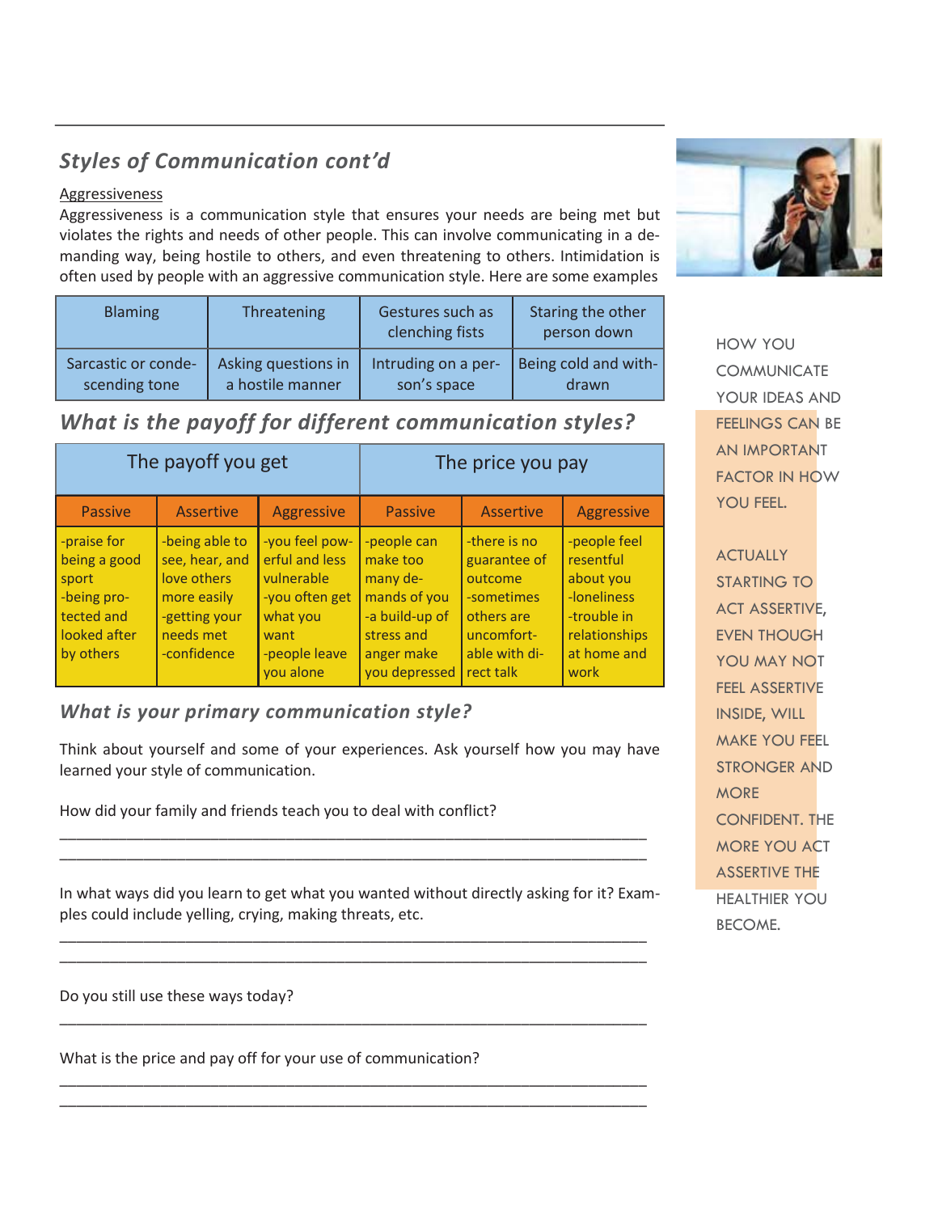## *Styles of Communication cont'd*

Aggressiveness

Aggressiveness is a communication style that ensures your needs are being met but violates the rights and needs of other people. This can involve communicating in a demanding way, being hostile to others, and even threatening to others. Intimidation is often used by people with an aggressive communication style. Here are some examples

| Blaming | Threatening | Gestures such as clenching fists | Staring the other person down |
|---|---|---|---|
| Sarcastic or condescending tone | Asking questions in a hostile manner | Intruding on a person's space | Being cold and withdrawn |

## *What is the payoff for different communication styles?*

| The payoff you get | | | The price you pay | | |
|---|---|---|---|---|---|
| Passive | Assertive | Aggressive | Passive | Assertive | Aggressive |
| -praise for being a good sport<br>-being protected and looked after by others | -being able to see, hear, and love others more easily<br>-getting your needs met<br>-confidence | -you feel powerful and less vulnerable<br>-you often get what you want<br>-people leave you alone | -people can make too many demands of you<br>-a build-up of stress and anger make you depressed | -there is no guarantee of outcome<br>-sometimes others are uncomfortable with direct talk | -people feel resentful about you<br>-loneliness<br>-trouble in relationships at home and work |

### *What is your primary communication style?*

Think about yourself and some of your experiences. Ask yourself how you may have learned your style of communication.

How did your family and friends teach you to deal with conflict?

_______________________________________________________________________

_______________________________________________________________________

In what ways did you learn to get what you wanted without directly asking for it? Examples could include yelling, crying, making threats, etc.

_______________________________________________________________________

_______________________________________________________________________

Do you still use these ways today?

_______________________________________________________________________

What is the price and pay off for your use of communication?

_______________________________________________________________________

_______________________________________________________________________

HOW YOU COMMUNICATE YOUR IDEAS AND FEELINGS CAN BE AN IMPORTANT FACTOR IN HOW YOU FEEL.

ACTUALLY STARTING TO ACT ASSERTIVE, EVEN THOUGH YOU MAY NOT FEEL ASSERTIVE INSIDE, WILL MAKE YOU FEEL STRONGER AND MORE CONFIDENT. THE MORE YOU ACT ASSERTIVE THE HEALTHIER YOU BECOME.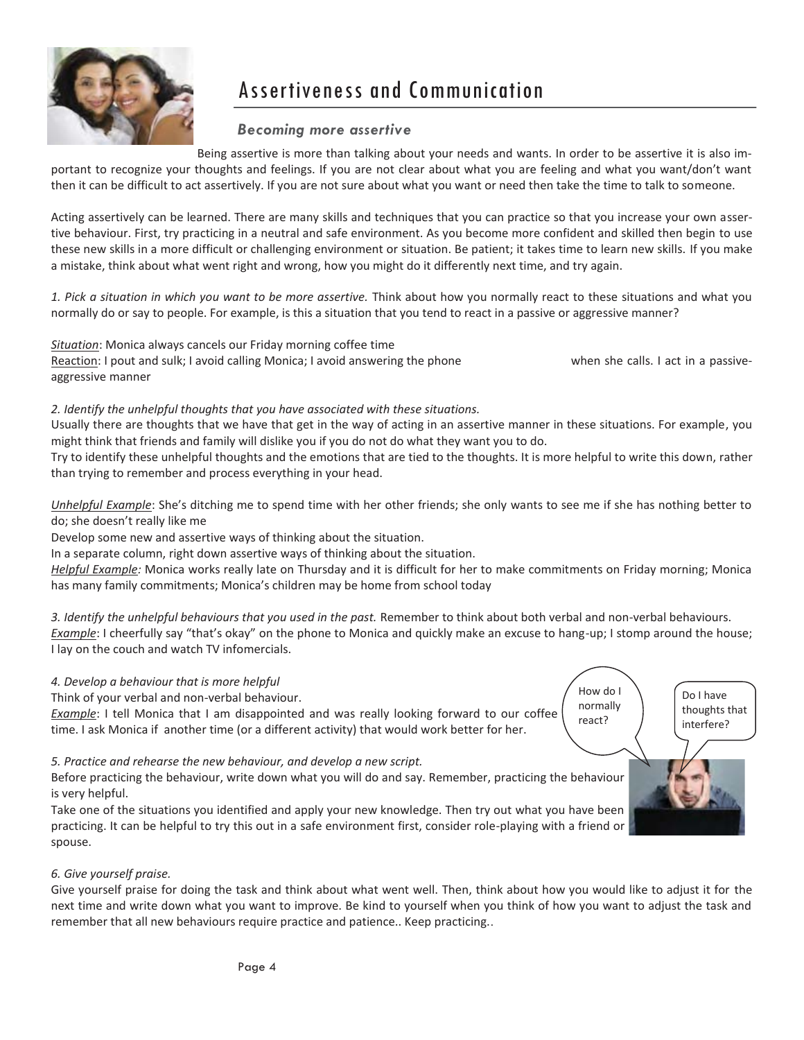# Assertiveness and Communication

### *Becoming more assertive*

Being assertive is more than talking about your needs and wants. In order to be assertive it is also important to recognize your thoughts and feelings. If you are not clear about what you are feeling and what you want/don't want then it can be difficult to act assertively. If you are not sure about what you want or need then take the time to talk to someone.

Acting assertively can be learned. There are many skills and techniques that you can practice so that you increase your own assertive behaviour. First, try practicing in a neutral and safe environment. As you become more confident and skilled then begin to use these new skills in a more difficult or challenging environment or situation. Be patient; it takes time to learn new skills. If you make a mistake, think about what went right and wrong, how you might do it differently next time, and try again.

*1. Pick a situation in which you want to be more assertive.* Think about how you normally react to these situations and what you normally do or say to people. For example, is this a situation that you tend to react in a passive or aggressive manner?

*Situation*: Monica always cancels our Friday morning coffee time
Reaction: I pout and sulk; I avoid calling Monica; I avoid answering the phone when she calls. I act in a passive-aggressive manner

*2. Identify the unhelpful thoughts that you have associated with these situations.*
Usually there are thoughts that we have that get in the way of acting in an assertive manner in these situations. For example, you might think that friends and family will dislike you if you do not do what they want you to do.
Try to identify these unhelpful thoughts and the emotions that are tied to the thoughts. It is more helpful to write this down, rather than trying to remember and process everything in your head.

*Unhelpful Example*: She's ditching me to spend time with her other friends; she only wants to see me if she has nothing better to do; she doesn't really like me
Develop some new and assertive ways of thinking about the situation.
In a separate column, right down assertive ways of thinking about the situation.
*Helpful Example:* Monica works really late on Thursday and it is difficult for her to make commitments on Friday morning; Monica has many family commitments; Monica's children may be home from school today

*3. Identify the unhelpful behaviours that you used in the past.* Remember to think about both verbal and non-verbal behaviours.
*Example*: I cheerfully say "that's okay" on the phone to Monica and quickly make an excuse to hang-up; I stomp around the house; I lay on the couch and watch TV infomercials.

*4. Develop a behaviour that is more helpful*
Think of your verbal and non-verbal behaviour.
*Example*: I tell Monica that I am disappointed and was really looking forward to our coffee time. I ask Monica if another time (or a different activity) that would work better for her.

How do I normally react?

Do I have thoughts that interfere?

*5. Practice and rehearse the new behaviour, and develop a new script.*
Before practicing the behaviour, write down what you will do and say. Remember, practicing the behaviour is very helpful.
Take one of the situations you identified and apply your new knowledge. Then try out what you have been practicing. It can be helpful to try this out in a safe environment first, consider role-playing with a friend or spouse.

*6. Give yourself praise.*
Give yourself praise for doing the task and think about what went well. Then, think about how you would like to adjust it for the next time and write down what you want to improve. Be kind to yourself when you think of how you want to adjust the task and remember that all new behaviours require practice and patience.. Keep practicing..